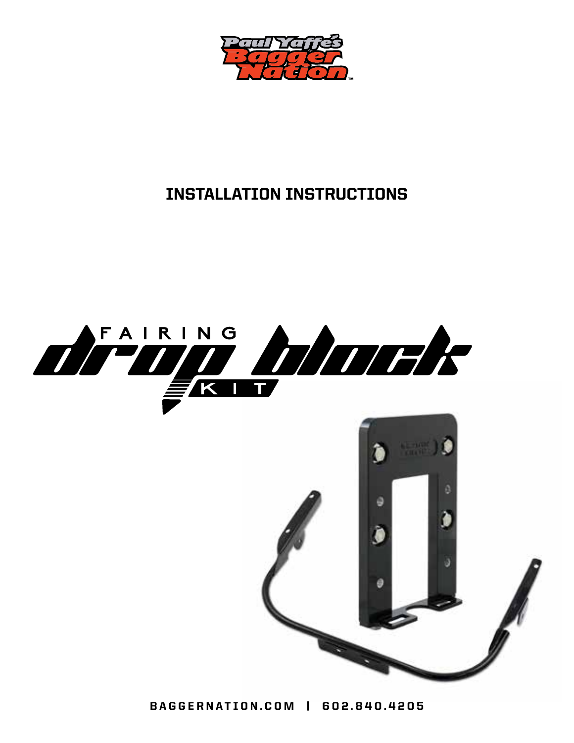Paul Yaffe's Bagger Nation™

# INSTALLATION INSTRUCTIONS

# FAIRING drop block KIT

BAGGERNATION.COM | 602.840.4205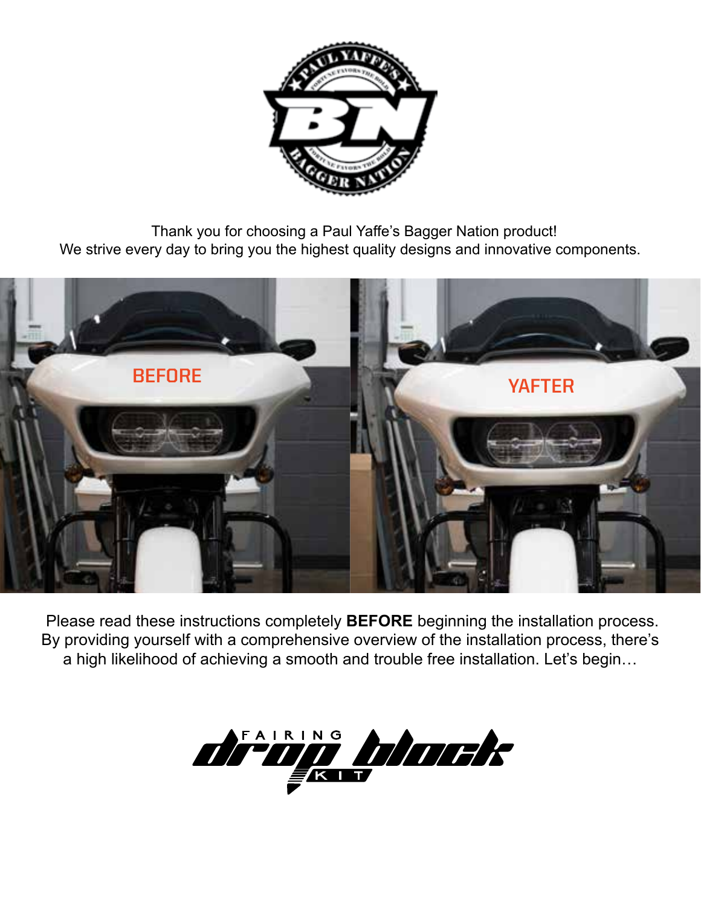Thank you for choosing a Paul Yaffe's Bagger Nation product!
We strive every day to bring you the highest quality designs and innovative components.

Please read these instructions completely **BEFORE** beginning the installation process. By providing yourself with a comprehensive overview of the installation process, there's a high likelihood of achieving a smooth and trouble free installation. Let's begin…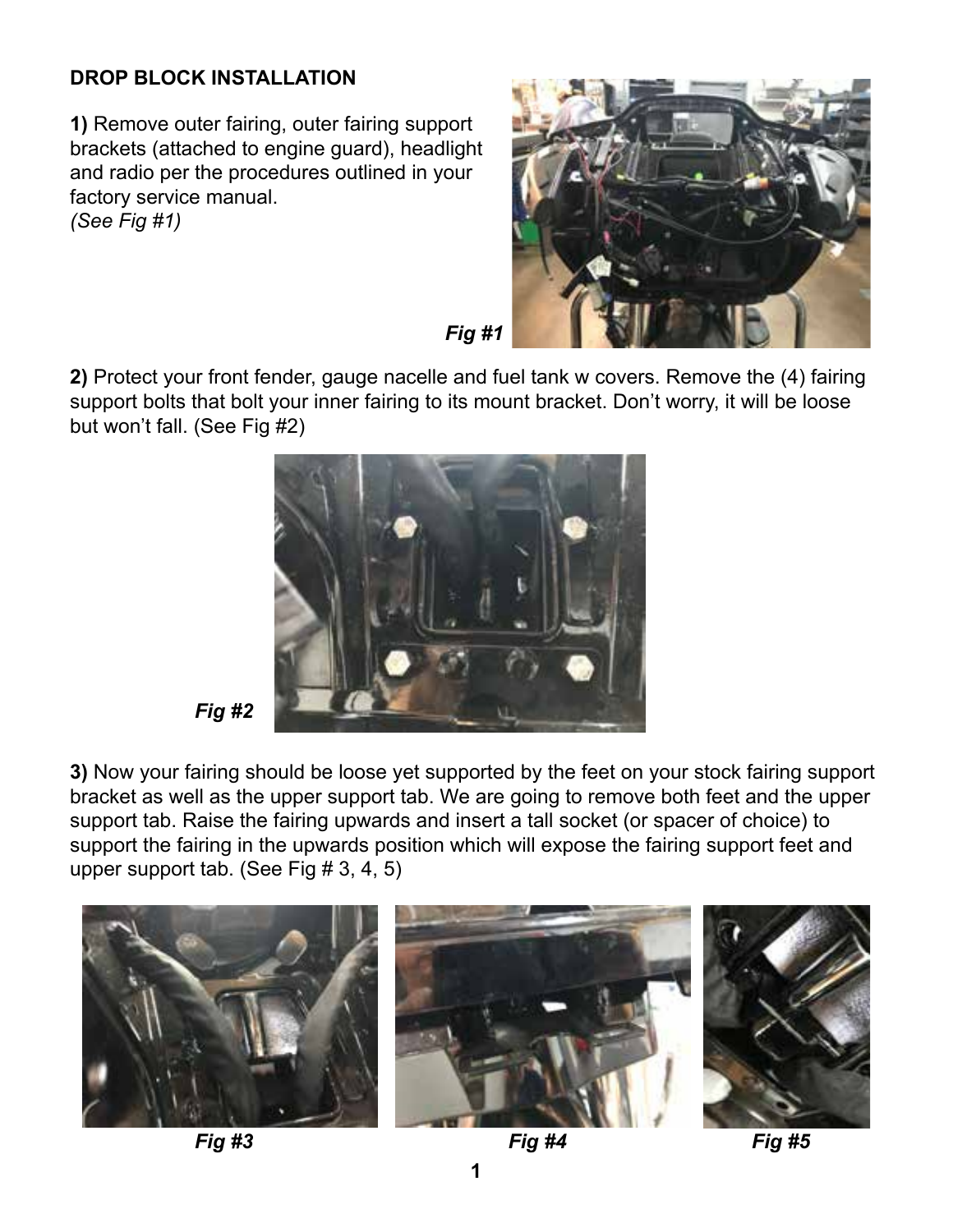**DROP BLOCK INSTALLATION**

**1)** Remove outer fairing, outer fairing support brackets (attached to engine guard), headlight and radio per the procedures outlined in your factory service manual.
*(See Fig #1)*

***Fig #1***

**2)** Protect your front fender, gauge nacelle and fuel tank w covers. Remove the (4) fairing support bolts that bolt your inner fairing to its mount bracket. Don't worry, it will be loose but won't fall. (See Fig #2)

***Fig #2***

**3)** Now your fairing should be loose yet supported by the feet on your stock fairing support bracket as well as the upper support tab. We are going to remove both feet and the upper support tab. Raise the fairing upwards and insert a tall socket (or spacer of choice) to support the fairing in the upwards position which will expose the fairing support feet and upper support tab. (See Fig # 3, 4, 5)

***Fig #3*** ***Fig #4*** ***Fig #5***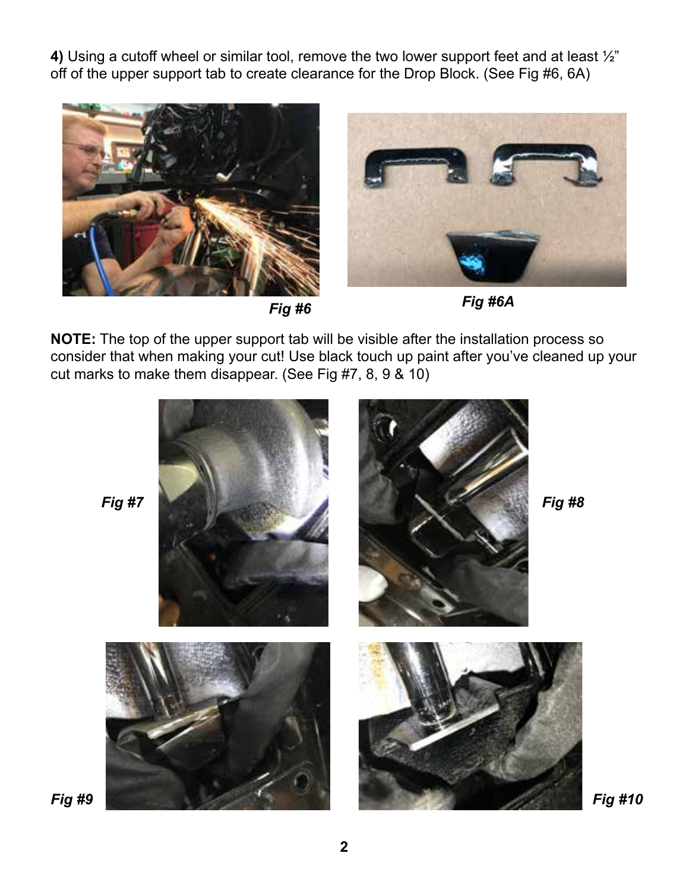**4)** Using a cutoff wheel or similar tool, remove the two lower support feet and at least ½" off of the upper support tab to create clearance for the Drop Block. (See Fig #6, 6A)

*Fig #6*

*Fig #6A*

**NOTE:** The top of the upper support tab will be visible after the installation process so consider that when making your cut! Use black touch up paint after you've cleaned up your cut marks to make them disappear. (See Fig #7, 8, 9 & 10)

*Fig #7*

*Fig #8*

*Fig #9*

*Fig #10*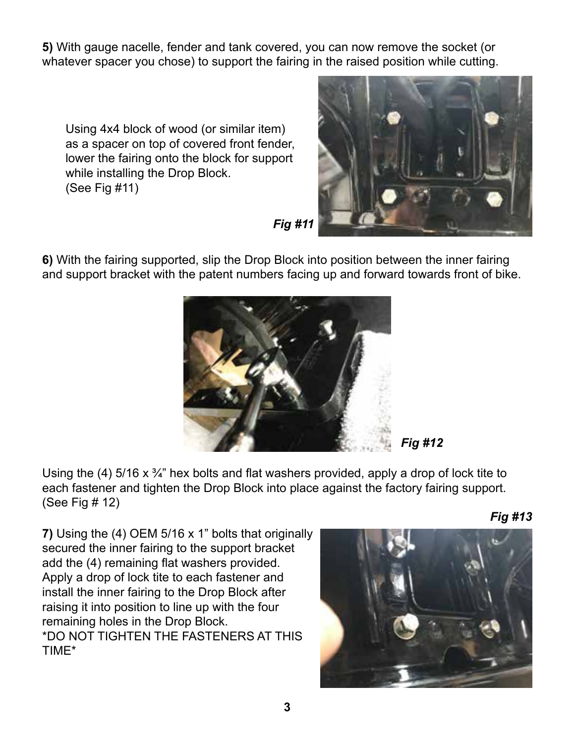**5)** With gauge nacelle, fender and tank covered, you can now remove the socket (or whatever spacer you chose) to support the fairing in the raised position while cutting.

Using 4x4 block of wood (or similar item) as a spacer on top of covered front fender, lower the fairing onto the block for support while installing the Drop Block. (See Fig #11)

***Fig #11***

**6)** With the fairing supported, slip the Drop Block into position between the inner fairing and support bracket with the patent numbers facing up and forward towards front of bike.

***Fig #12***

Using the (4) 5/16 x ¾" hex bolts and flat washers provided, apply a drop of lock tite to each fastener and tighten the Drop Block into place against the factory fairing support. (See Fig # 12)

***Fig #13***

**7)** Using the (4) OEM 5/16 x 1" bolts that originally secured the inner fairing to the support bracket add the (4) remaining flat washers provided. Apply a drop of lock tite to each fastener and install the inner fairing to the Drop Block after raising it into position to line up with the four remaining holes in the Drop Block.
*DO NOT TIGHTEN THE FASTENERS AT THIS TIME*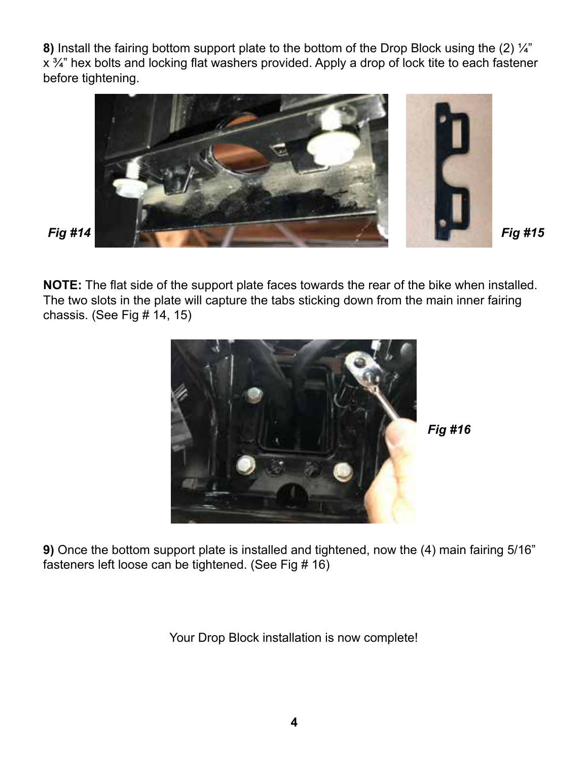**8)** Install the fairing bottom support plate to the bottom of the Drop Block using the (2) ¼" x ¾" hex bolts and locking flat washers provided. Apply a drop of lock tite to each fastener before tightening.

*Fig #14*

*Fig #15*

**NOTE:** The flat side of the support plate faces towards the rear of the bike when installed. The two slots in the plate will capture the tabs sticking down from the main inner fairing chassis. (See Fig # 14, 15)

*Fig #16*

**9)** Once the bottom support plate is installed and tightened, now the (4) main fairing 5/16" fasteners left loose can be tightened. (See Fig # 16)

Your Drop Block installation is now complete!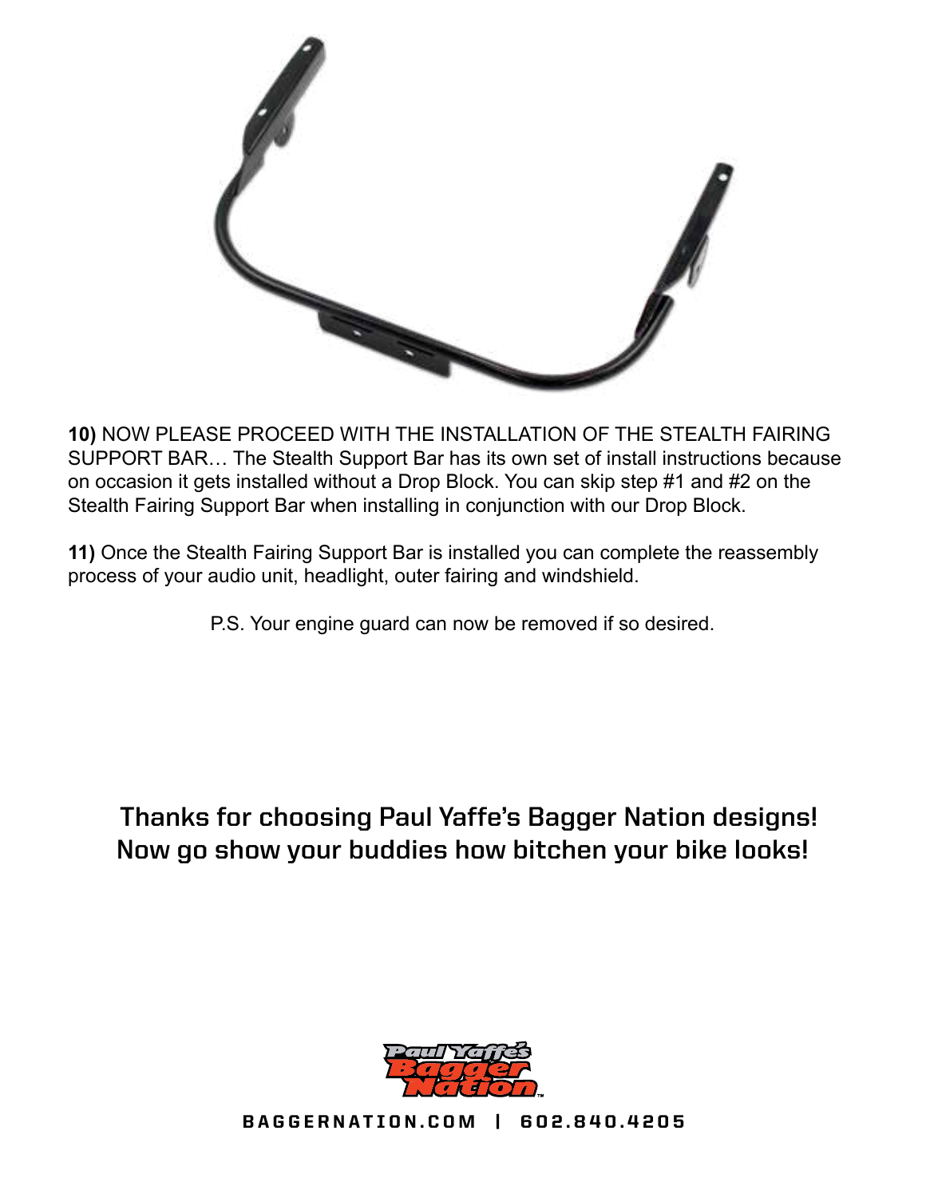**10)** NOW PLEASE PROCEED WITH THE INSTALLATION OF THE STEALTH FAIRING SUPPORT BAR… The Stealth Support Bar has its own set of install instructions because on occasion it gets installed without a Drop Block. You can skip step #1 and #2 on the Stealth Fairing Support Bar when installing in conjunction with our Drop Block.

**11)** Once the Stealth Fairing Support Bar is installed you can complete the reassembly process of your audio unit, headlight, outer fairing and windshield.

P.S. Your engine guard can now be removed if so desired.

**Thanks for choosing Paul Yaffe's Bagger Nation designs!**
**Now go show your buddies how bitchen your bike looks!**

Paul Yaffe's Bagger Nation™

BAGGERNATION.COM | 602.840.4205